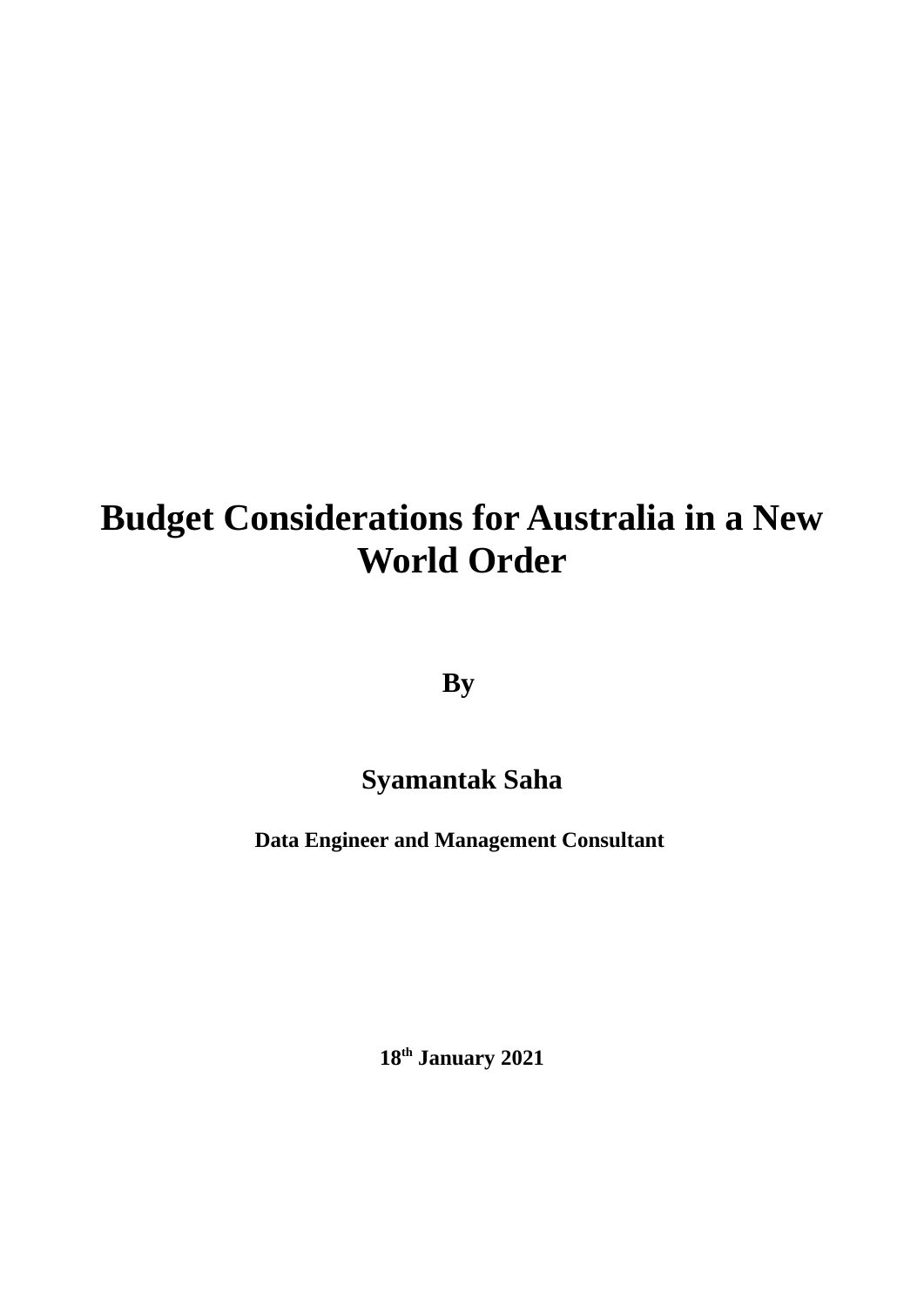# Budget Considerations for Australia in a New World Order

**By**

**Syamantak Saha**

**Data Engineer and Management Consultant**

**18th January 2021**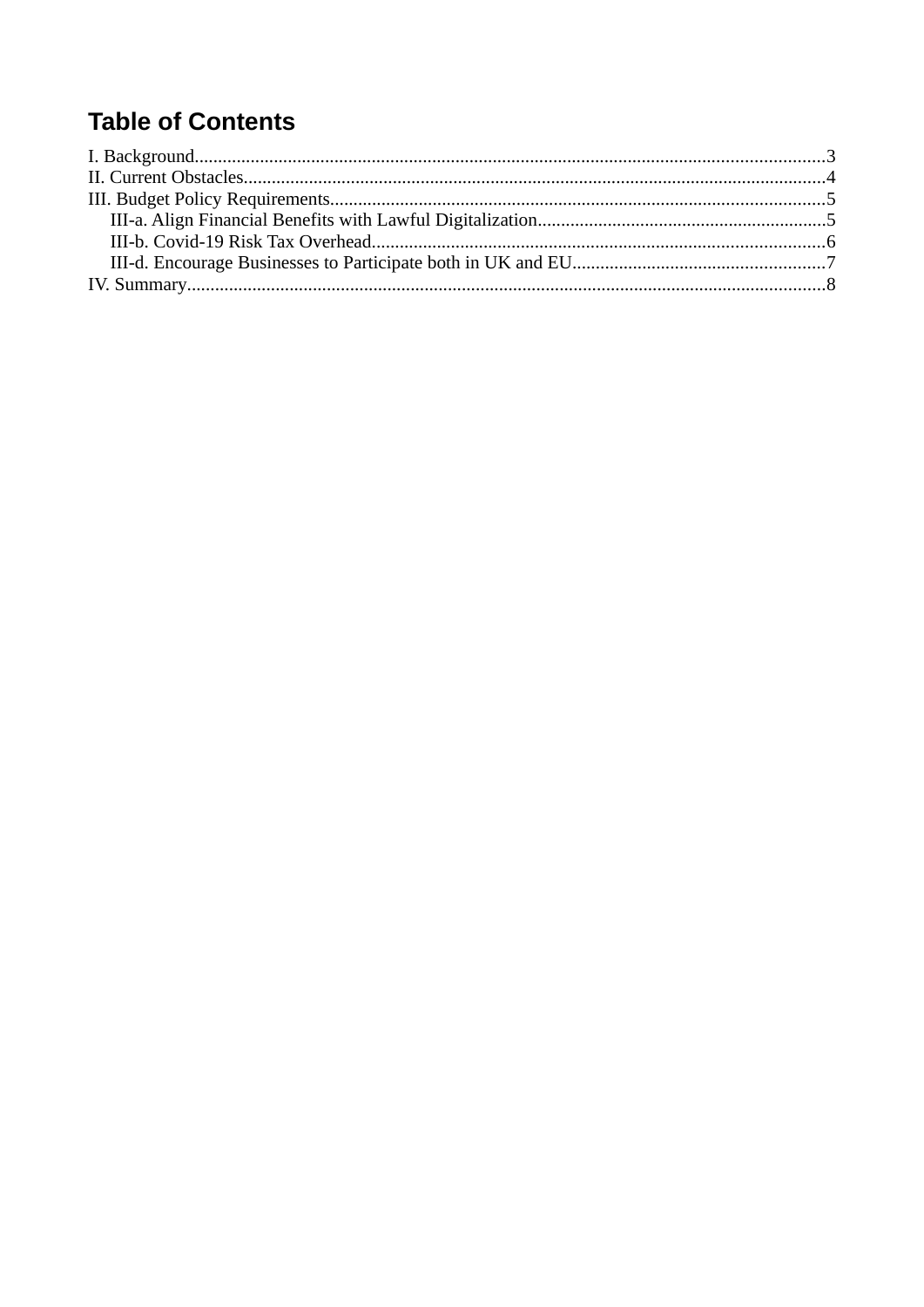# Table of Contents

I. Background....................................................................................................................................3
II. Current Obstacles..........................................................................................................................4
III. Budget Policy Requirements........................................................................................................5
    III-a. Align Financial Benefits with Lawful Digitalization..............................................................5
    III-b. Covid-19 Risk Tax Overhead.................................................................................................6
    III-d. Encourage Businesses to Participate both in UK and EU......................................................7
IV. Summary.......................................................................................................................................8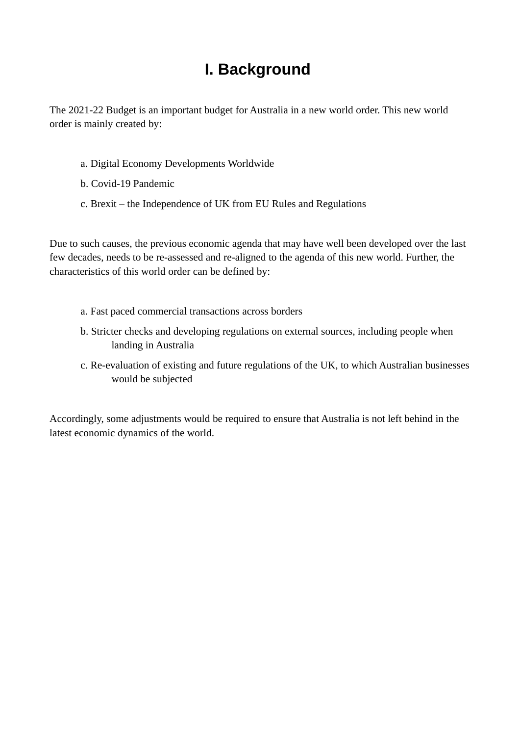# I. Background

The 2021-22 Budget is an important budget for Australia in a new world order. This new world order is mainly created by:

a. Digital Economy Developments Worldwide

b. Covid-19 Pandemic

c. Brexit – the Independence of UK from EU Rules and Regulations

Due to such causes, the previous economic agenda that may have well been developed over the last few decades, needs to be re-assessed and re-aligned to the agenda of this new world. Further, the characteristics of this world order can be defined by:

a. Fast paced commercial transactions across borders

b. Stricter checks and developing regulations on external sources, including people when landing in Australia

c. Re-evaluation of existing and future regulations of the UK, to which Australian businesses would be subjected

Accordingly, some adjustments would be required to ensure that Australia is not left behind in the latest economic dynamics of the world.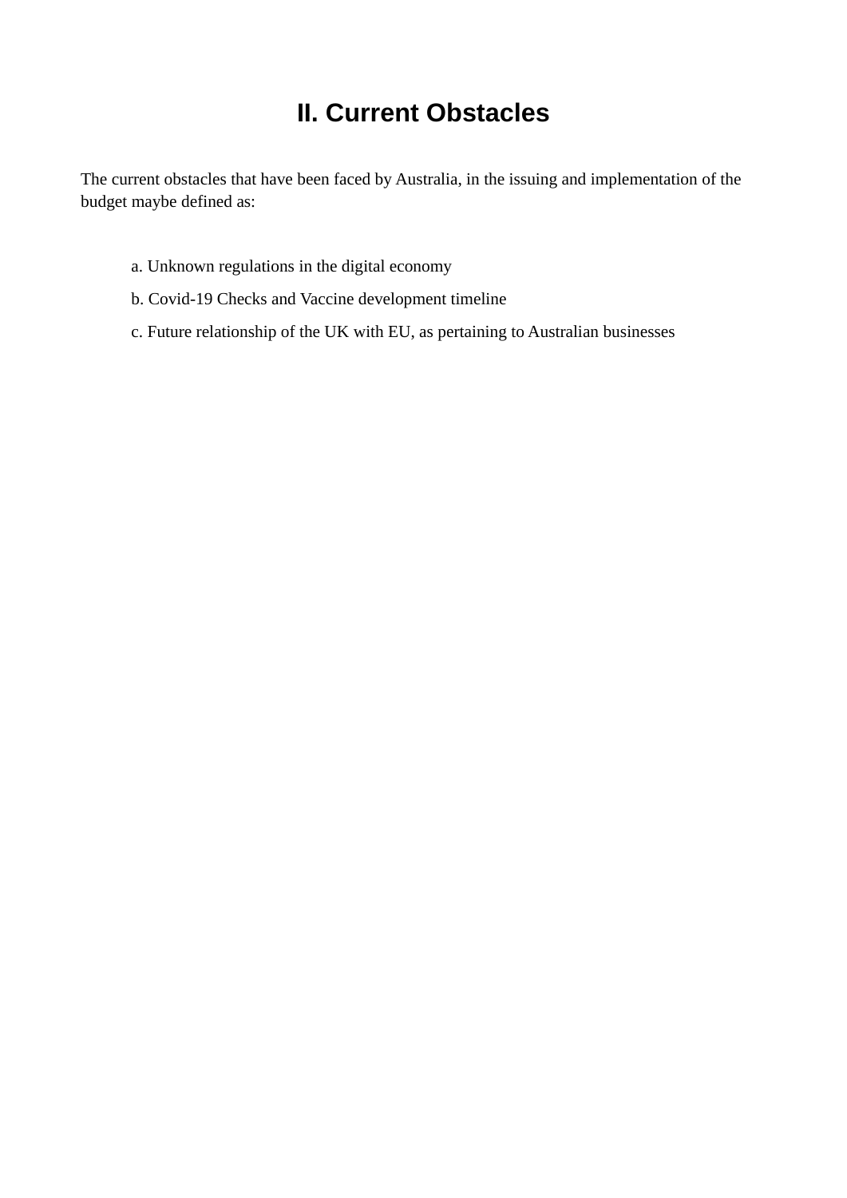# II. Current Obstacles

The current obstacles that have been faced by Australia, in the issuing and implementation of the budget maybe defined as:

a. Unknown regulations in the digital economy

b. Covid-19 Checks and Vaccine development timeline

c. Future relationship of the UK with EU, as pertaining to Australian businesses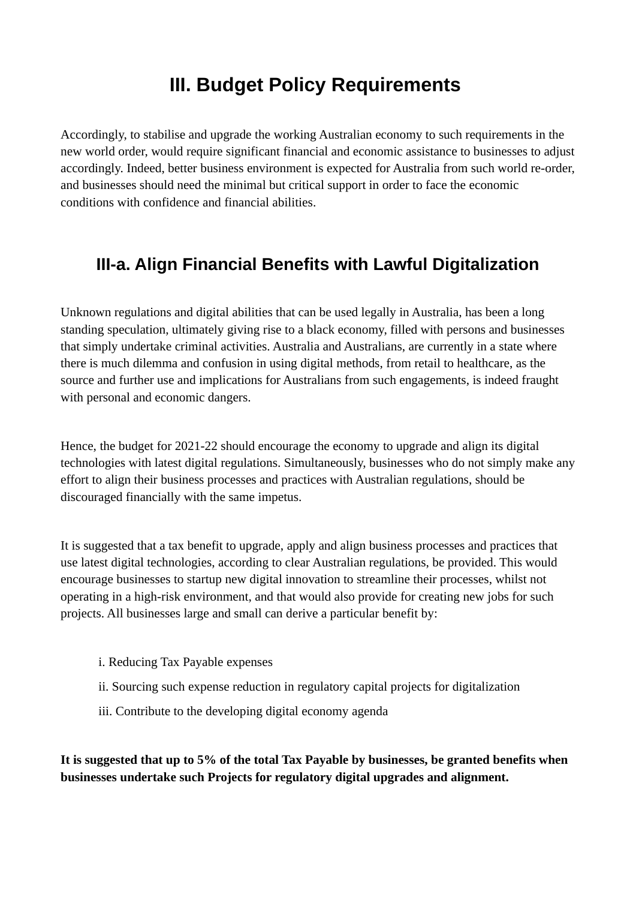# III. Budget Policy Requirements

Accordingly, to stabilise and upgrade the working Australian economy to such requirements in the new world order, would require significant financial and economic assistance to businesses to adjust accordingly. Indeed, better business environment is expected for Australia from such world re-order, and businesses should need the minimal but critical support in order to face the economic conditions with confidence and financial abilities.

## III-a. Align Financial Benefits with Lawful Digitalization

Unknown regulations and digital abilities that can be used legally in Australia, has been a long standing speculation, ultimately giving rise to a black economy, filled with persons and businesses that simply undertake criminal activities. Australia and Australians, are currently in a state where there is much dilemma and confusion in using digital methods, from retail to healthcare, as the source and further use and implications for Australians from such engagements, is indeed fraught with personal and economic dangers.

Hence, the budget for 2021-22 should encourage the economy to upgrade and align its digital technologies with latest digital regulations. Simultaneously, businesses who do not simply make any effort to align their business processes and practices with Australian regulations, should be discouraged financially with the same impetus.

It is suggested that a tax benefit to upgrade, apply and align business processes and practices that use latest digital technologies, according to clear Australian regulations, be provided. This would encourage businesses to startup new digital innovation to streamline their processes, whilst not operating in a high-risk environment, and that would also provide for creating new jobs for such projects. All businesses large and small can derive a particular benefit by:

i. Reducing Tax Payable expenses

ii. Sourcing such expense reduction in regulatory capital projects for digitalization

iii. Contribute to the developing digital economy agenda

**It is suggested that up to 5% of the total Tax Payable by businesses, be granted benefits when businesses undertake such Projects for regulatory digital upgrades and alignment.**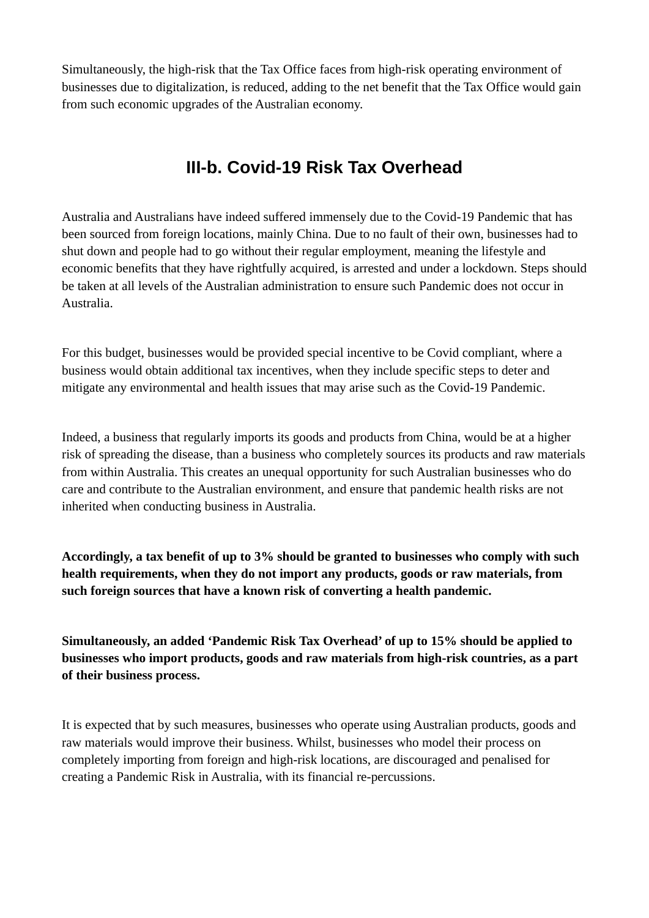Simultaneously, the high-risk that the Tax Office faces from high-risk operating environment of businesses due to digitalization, is reduced, adding to the net benefit that the Tax Office would gain from such economic upgrades of the Australian economy.

## III-b. Covid-19 Risk Tax Overhead

Australia and Australians have indeed suffered immensely due to the Covid-19 Pandemic that has been sourced from foreign locations, mainly China. Due to no fault of their own, businesses had to shut down and people had to go without their regular employment, meaning the lifestyle and economic benefits that they have rightfully acquired, is arrested and under a lockdown. Steps should be taken at all levels of the Australian administration to ensure such Pandemic does not occur in Australia.

For this budget, businesses would be provided special incentive to be Covid compliant, where a business would obtain additional tax incentives, when they include specific steps to deter and mitigate any environmental and health issues that may arise such as the Covid-19 Pandemic.

Indeed, a business that regularly imports its goods and products from China, would be at a higher risk of spreading the disease, than a business who completely sources its products and raw materials from within Australia. This creates an unequal opportunity for such Australian businesses who do care and contribute to the Australian environment, and ensure that pandemic health risks are not inherited when conducting business in Australia.

**Accordingly, a tax benefit of up to 3% should be granted to businesses who comply with such health requirements, when they do not import any products, goods or raw materials, from such foreign sources that have a known risk of converting a health pandemic.**

**Simultaneously, an added 'Pandemic Risk Tax Overhead' of up to 15% should be applied to businesses who import products, goods and raw materials from high-risk countries, as a part of their business process.**

It is expected that by such measures, businesses who operate using Australian products, goods and raw materials would improve their business. Whilst, businesses who model their process on completely importing from foreign and high-risk locations, are discouraged and penalised for creating a Pandemic Risk in Australia, with its financial re-percussions.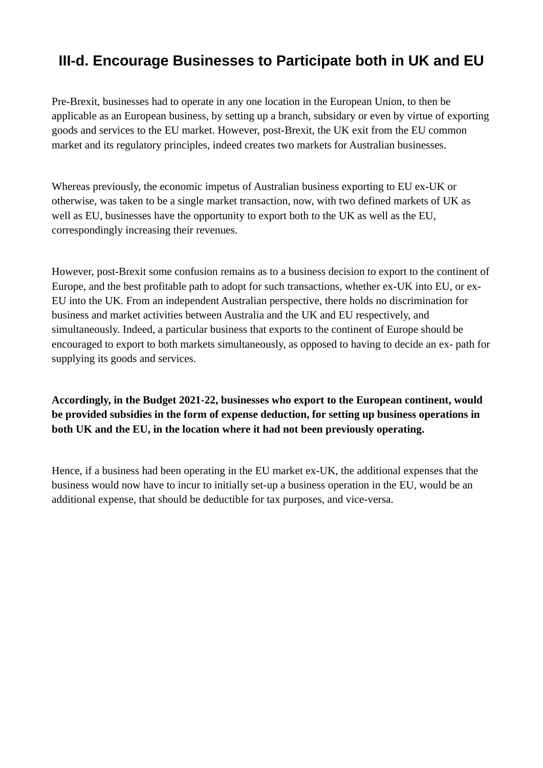# III-d. Encourage Businesses to Participate both in UK and EU

Pre-Brexit, businesses had to operate in any one location in the European Union, to then be applicable as an European business, by setting up a branch, subsidary or even by virtue of exporting goods and services to the EU market. However, post-Brexit, the UK exit from the EU common market and its regulatory principles, indeed creates two markets for Australian businesses.

Whereas previously, the economic impetus of Australian business exporting to EU ex-UK or otherwise, was taken to be a single market transaction, now, with two defined markets of UK as well as EU, businesses have the opportunity to export both to the UK as well as the EU, correspondingly increasing their revenues.

However, post-Brexit some confusion remains as to a business decision to export to the continent of Europe, and the best profitable path to adopt for such transactions, whether ex-UK into EU, or ex-EU into the UK. From an independent Australian perspective, there holds no discrimination for business and market activities between Australia and the UK and EU respectively, and simultaneously. Indeed, a particular business that exports to the continent of Europe should be encouraged to export to both markets simultaneously, as opposed to having to decide an ex- path for supplying its goods and services.

**Accordingly, in the Budget 2021-22, businesses who export to the European continent, would be provided subsidies in the form of expense deduction, for setting up business operations in both UK and the EU, in the location where it had not been previously operating.**

Hence, if a business had been operating in the EU market ex-UK, the additional expenses that the business would now have to incur to initially set-up a business operation in the EU, would be an additional expense, that should be deductible for tax purposes, and vice-versa.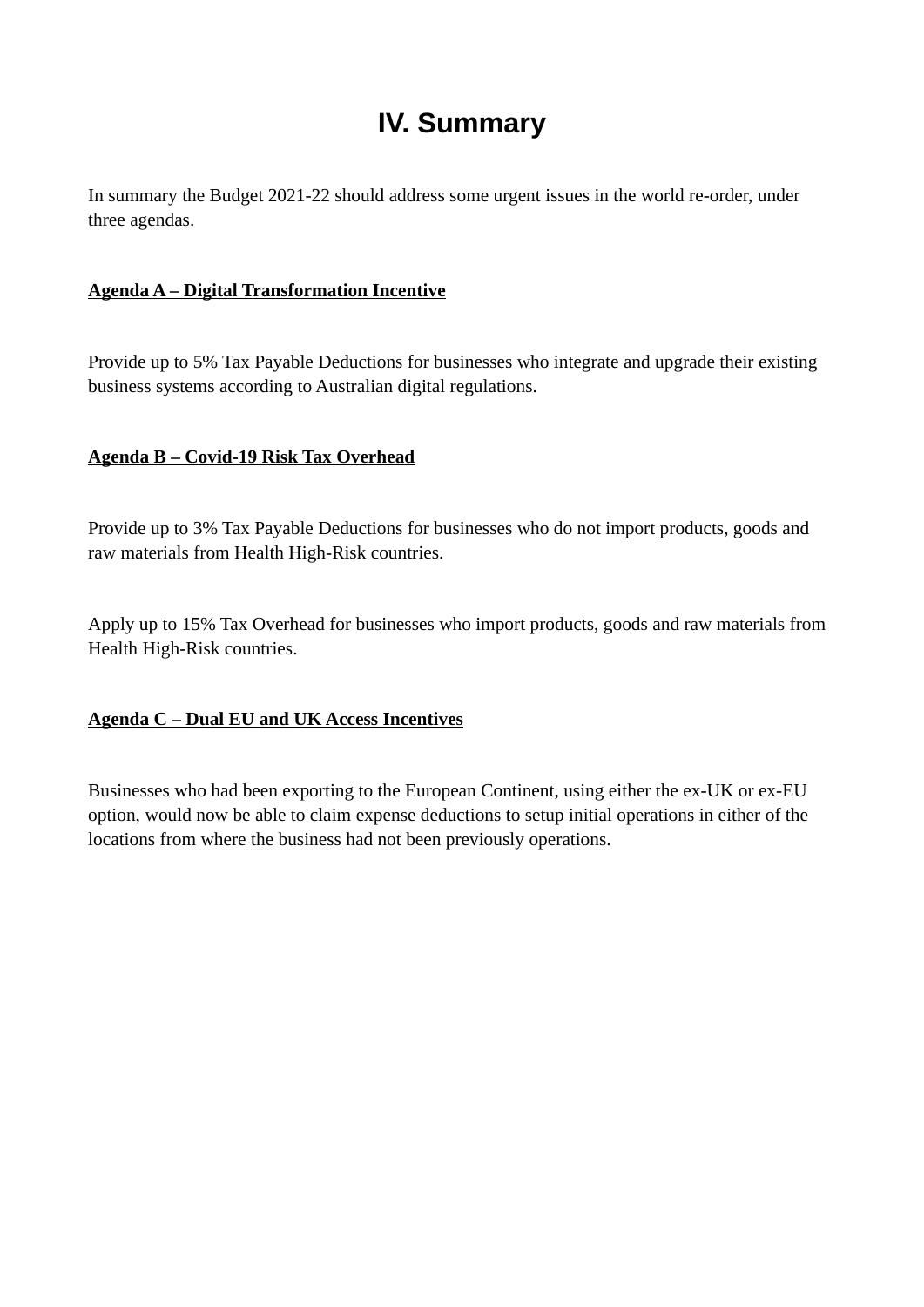# IV. Summary

In summary the Budget 2021-22 should address some urgent issues in the world re-order, under three agendas.

**Agenda A – Digital Transformation Incentive**

Provide up to 5% Tax Payable Deductions for businesses who integrate and upgrade their existing business systems according to Australian digital regulations.

**Agenda B – Covid-19 Risk Tax Overhead**

Provide up to 3% Tax Payable Deductions for businesses who do not import products, goods and raw materials from Health High-Risk countries.

Apply up to 15% Tax Overhead for businesses who import products, goods and raw materials from Health High-Risk countries.

**Agenda C – Dual EU and UK Access Incentives**

Businesses who had been exporting to the European Continent, using either the ex-UK or ex-EU option, would now be able to claim expense deductions to setup initial operations in either of the locations from where the business had not been previously operations.